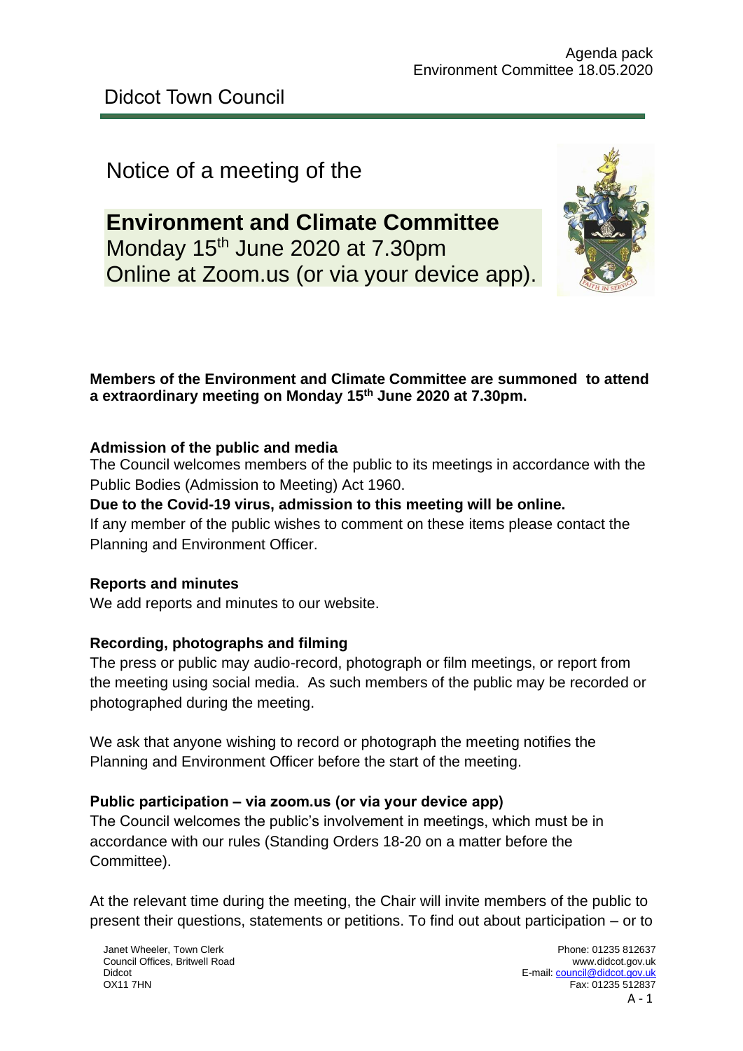# Didcot Town Council

Notice of a meeting of the

## Environment and Climate Committee

Monday 15th June 2020 at 7.30pm
Online at Zoom.us (or via your device app).

**Members of the Environment and Climate Committee are summoned to attend a extraordinary meeting on Monday 15th June 2020 at 7.30pm.**

**Admission of the public and media**

The Council welcomes members of the public to its meetings in accordance with the Public Bodies (Admission to Meeting) Act 1960.

**Due to the Covid-19 virus, admission to this meeting will be online.**

If any member of the public wishes to comment on these items please contact the Planning and Environment Officer.

**Reports and minutes**

We add reports and minutes to our website.

**Recording, photographs and filming**

The press or public may audio-record, photograph or film meetings, or report from the meeting using social media. As such members of the public may be recorded or photographed during the meeting.

We ask that anyone wishing to record or photograph the meeting notifies the Planning and Environment Officer before the start of the meeting.

**Public participation – via zoom.us (or via your device app)**

The Council welcomes the public's involvement in meetings, which must be in accordance with our rules (Standing Orders 18-20 on a matter before the Committee).

At the relevant time during the meeting, the Chair will invite members of the public to present their questions, statements or petitions. To find out about participation – or to

Janet Wheeler, Town Clerk
Council Offices, Britwell Road
Didcot
OX11 7HN

Phone: 01235 812637
www.didcot.gov.uk
E-mail: council@didcot.gov.uk
Fax: 01235 512837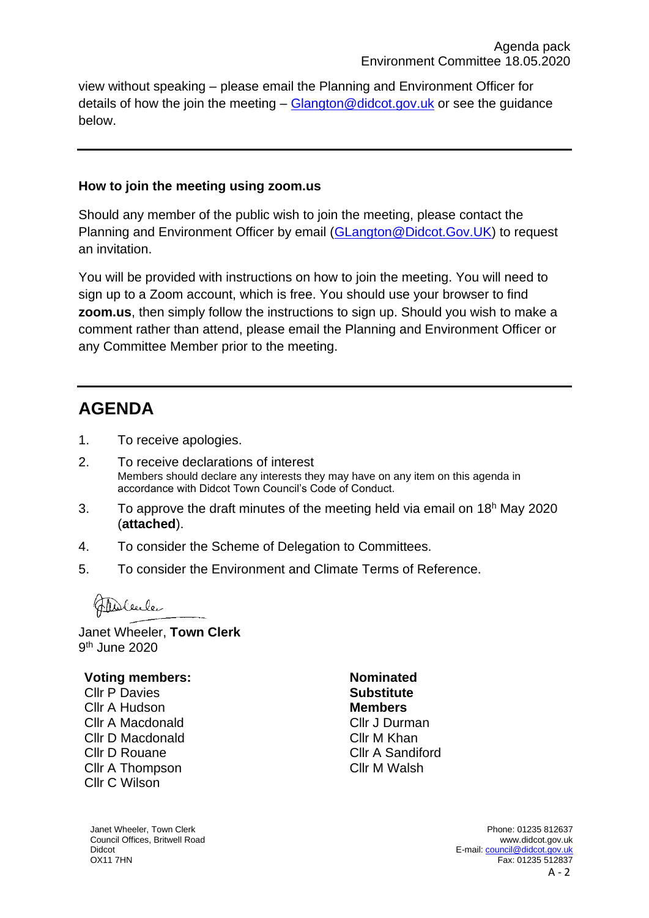view without speaking – please email the Planning and Environment Officer for details of how the join the meeting – Glangton@didcot.gov.uk or see the guidance below.

---

**How to join the meeting using zoom.us**

Should any member of the public wish to join the meeting, please contact the Planning and Environment Officer by email (GLangton@Didcot.Gov.UK) to request an invitation.

You will be provided with instructions on how to join the meeting. You will need to sign up to a Zoom account, which is free. You should use your browser to find **zoom.us**, then simply follow the instructions to sign up. Should you wish to make a comment rather than attend, please email the Planning and Environment Officer or any Committee Member prior to the meeting.

---

## AGENDA

1. To receive apologies.
2. To receive declarations of interest
   Members should declare any interests they may have on any item on this agenda in accordance with Didcot Town Council's Code of Conduct.
3. To approve the draft minutes of the meeting held via email on 18h May 2020 (**attached**).
4. To consider the Scheme of Delegation to Committees.
5. To consider the Environment and Climate Terms of Reference.

Janet Wheeler, **Town Clerk**
9th June 2020

**Voting members:**
Cllr P Davies
Cllr A Hudson
Cllr A Macdonald
Cllr D Macdonald
Cllr D Rouane
Cllr A Thompson
Cllr C Wilson

**Nominated Substitute Members**
Cllr J Durman
Cllr M Khan
Cllr A Sandiford
Cllr M Walsh

Janet Wheeler, Town Clerk
Council Offices, Britwell Road
Didcot
OX11 7HN

Phone: 01235 812637
www.didcot.gov.uk
E-mail: council@didcot.gov.uk
Fax: 01235 512837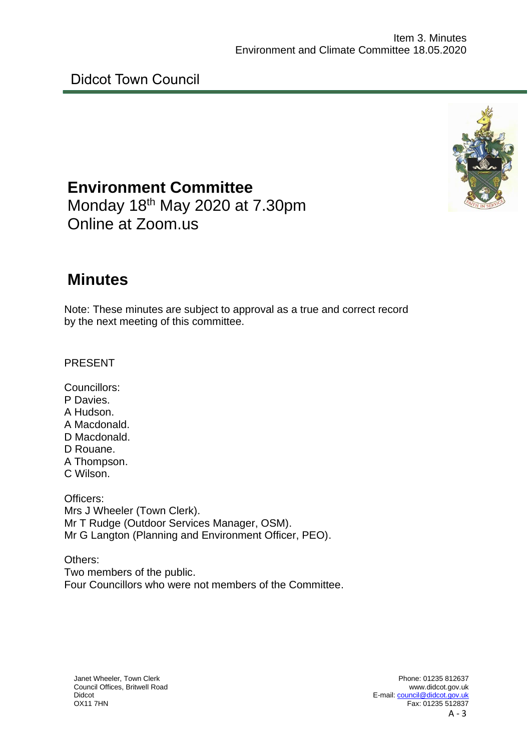Didcot Town Council

# Environment Committee

Monday 18th May 2020 at 7.30pm
Online at Zoom.us

# Minutes

Note: These minutes are subject to approval as a true and correct record by the next meeting of this committee.

PRESENT

Councillors:
P Davies.
A Hudson.
A Macdonald.
D Macdonald.
D Rouane.
A Thompson.
C Wilson.

Officers:
Mrs J Wheeler (Town Clerk).
Mr T Rudge (Outdoor Services Manager, OSM).
Mr G Langton (Planning and Environment Officer, PEO).

Others:
Two members of the public.
Four Councillors who were not members of the Committee.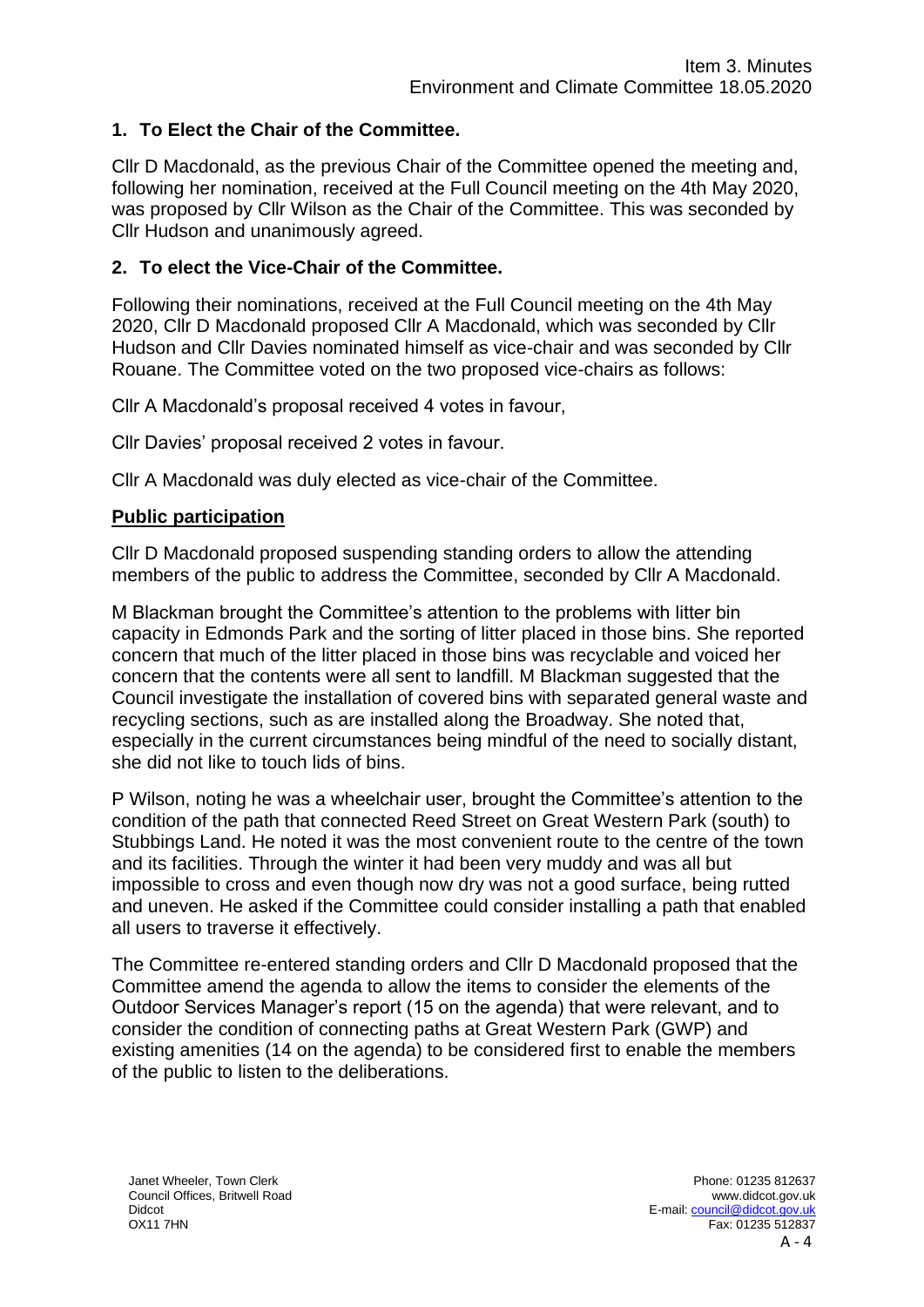## 1. To Elect the Chair of the Committee.

Cllr D Macdonald, as the previous Chair of the Committee opened the meeting and, following her nomination, received at the Full Council meeting on the 4th May 2020, was proposed by Cllr Wilson as the Chair of the Committee. This was seconded by Cllr Hudson and unanimously agreed.

## 2. To elect the Vice-Chair of the Committee.

Following their nominations, received at the Full Council meeting on the 4th May 2020, Cllr D Macdonald proposed Cllr A Macdonald, which was seconded by Cllr Hudson and Cllr Davies nominated himself as vice-chair and was seconded by Cllr Rouane. The Committee voted on the two proposed vice-chairs as follows:

Cllr A Macdonald's proposal received 4 votes in favour,

Cllr Davies' proposal received 2 votes in favour.

Cllr A Macdonald was duly elected as vice-chair of the Committee.

**Public participation**

Cllr D Macdonald proposed suspending standing orders to allow the attending members of the public to address the Committee, seconded by Cllr A Macdonald.

M Blackman brought the Committee's attention to the problems with litter bin capacity in Edmonds Park and the sorting of litter placed in those bins. She reported concern that much of the litter placed in those bins was recyclable and voiced her concern that the contents were all sent to landfill. M Blackman suggested that the Council investigate the installation of covered bins with separated general waste and recycling sections, such as are installed along the Broadway. She noted that, especially in the current circumstances being mindful of the need to socially distant, she did not like to touch lids of bins.

P Wilson, noting he was a wheelchair user, brought the Committee's attention to the condition of the path that connected Reed Street on Great Western Park (south) to Stubbings Land. He noted it was the most convenient route to the centre of the town and its facilities. Through the winter it had been very muddy and was all but impossible to cross and even though now dry was not a good surface, being rutted and uneven. He asked if the Committee could consider installing a path that enabled all users to traverse it effectively.

The Committee re-entered standing orders and Cllr D Macdonald proposed that the Committee amend the agenda to allow the items to consider the elements of the Outdoor Services Manager's report (15 on the agenda) that were relevant, and to consider the condition of connecting paths at Great Western Park (GWP) and existing amenities (14 on the agenda) to be considered first to enable the members of the public to listen to the deliberations.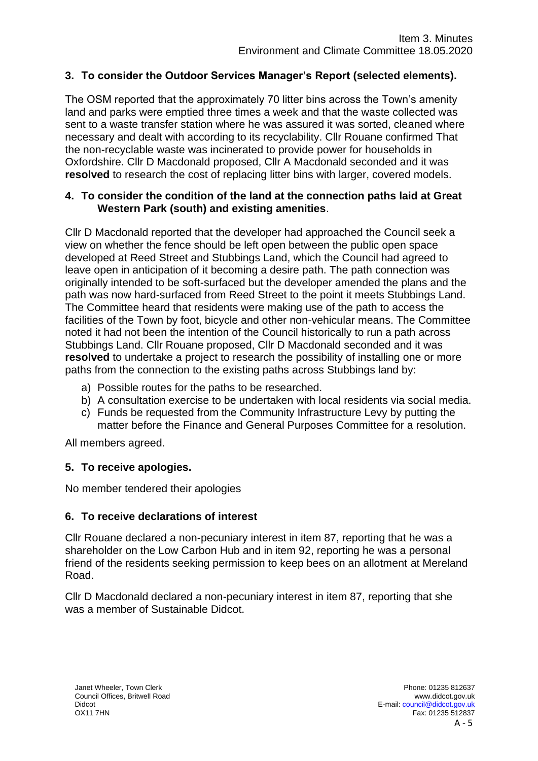### 3. To consider the Outdoor Services Manager's Report (selected elements).

The OSM reported that the approximately 70 litter bins across the Town's amenity land and parks were emptied three times a week and that the waste collected was sent to a waste transfer station where he was assured it was sorted, cleaned where necessary and dealt with according to its recyclability. Cllr Rouane confirmed That the non-recyclable waste was incinerated to provide power for households in Oxfordshire. Cllr D Macdonald proposed, Cllr A Macdonald seconded and it was **resolved** to research the cost of replacing litter bins with larger, covered models.

### 4. To consider the condition of the land at the connection paths laid at Great Western Park (south) and existing amenities.

Cllr D Macdonald reported that the developer had approached the Council seek a view on whether the fence should be left open between the public open space developed at Reed Street and Stubbings Land, which the Council had agreed to leave open in anticipation of it becoming a desire path. The path connection was originally intended to be soft-surfaced but the developer amended the plans and the path was now hard-surfaced from Reed Street to the point it meets Stubbings Land. The Committee heard that residents were making use of the path to access the facilities of the Town by foot, bicycle and other non-vehicular means. The Committee noted it had not been the intention of the Council historically to run a path across Stubbings Land. Cllr Rouane proposed, Cllr D Macdonald seconded and it was **resolved** to undertake a project to research the possibility of installing one or more paths from the connection to the existing paths across Stubbings land by:

a) Possible routes for the paths to be researched.
b) A consultation exercise to be undertaken with local residents via social media.
c) Funds be requested from the Community Infrastructure Levy by putting the matter before the Finance and General Purposes Committee for a resolution.

All members agreed.

### 5. To receive apologies.

No member tendered their apologies

### 6. To receive declarations of interest

Cllr Rouane declared a non-pecuniary interest in item 87, reporting that he was a shareholder on the Low Carbon Hub and in item 92, reporting he was a personal friend of the residents seeking permission to keep bees on an allotment at Mereland Road.

Cllr D Macdonald declared a non-pecuniary interest in item 87, reporting that she was a member of Sustainable Didcot.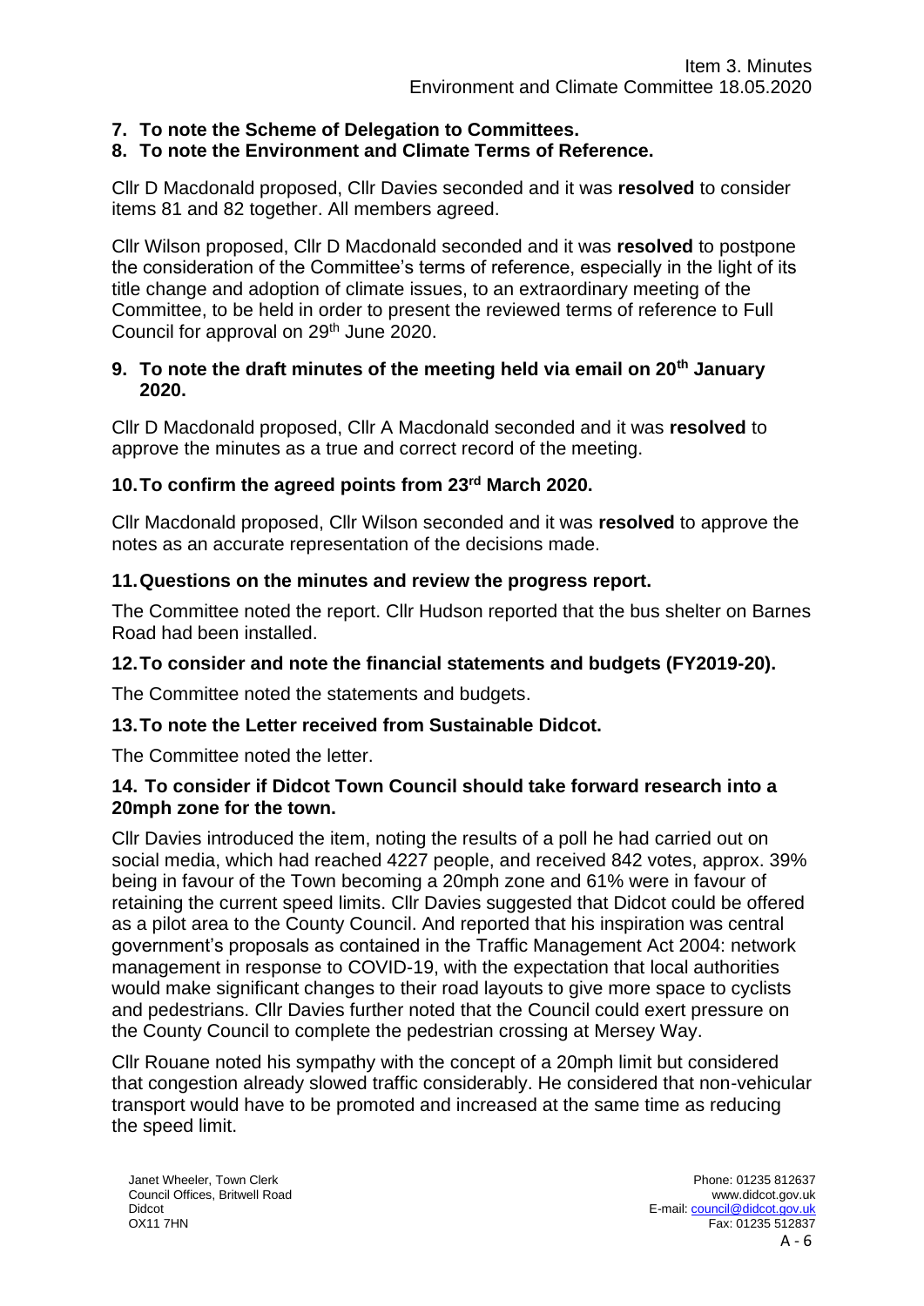**7. To note the Scheme of Delegation to Committees.**

**8. To note the Environment and Climate Terms of Reference.**

Cllr D Macdonald proposed, Cllr Davies seconded and it was **resolved** to consider items 81 and 82 together. All members agreed.

Cllr Wilson proposed, Cllr D Macdonald seconded and it was **resolved** to postpone the consideration of the Committee's terms of reference, especially in the light of its title change and adoption of climate issues, to an extraordinary meeting of the Committee, to be held in order to present the reviewed terms of reference to Full Council for approval on 29th June 2020.

**9. To note the draft minutes of the meeting held via email on 20th January 2020.**

Cllr D Macdonald proposed, Cllr A Macdonald seconded and it was **resolved** to approve the minutes as a true and correct record of the meeting.

**10. To confirm the agreed points from 23rd March 2020.**

Cllr Macdonald proposed, Cllr Wilson seconded and it was **resolved** to approve the notes as an accurate representation of the decisions made.

**11. Questions on the minutes and review the progress report.**

The Committee noted the report. Cllr Hudson reported that the bus shelter on Barnes Road had been installed.

**12. To consider and note the financial statements and budgets (FY2019-20).**

The Committee noted the statements and budgets.

**13. To note the Letter received from Sustainable Didcot.**

The Committee noted the letter.

**14. To consider if Didcot Town Council should take forward research into a 20mph zone for the town.**

Cllr Davies introduced the item, noting the results of a poll he had carried out on social media, which had reached 4227 people, and received 842 votes, approx. 39% being in favour of the Town becoming a 20mph zone and 61% were in favour of retaining the current speed limits. Cllr Davies suggested that Didcot could be offered as a pilot area to the County Council. And reported that his inspiration was central government's proposals as contained in the Traffic Management Act 2004: network management in response to COVID-19, with the expectation that local authorities would make significant changes to their road layouts to give more space to cyclists and pedestrians. Cllr Davies further noted that the Council could exert pressure on the County Council to complete the pedestrian crossing at Mersey Way.

Cllr Rouane noted his sympathy with the concept of a 20mph limit but considered that congestion already slowed traffic considerably. He considered that non-vehicular transport would have to be promoted and increased at the same time as reducing the speed limit.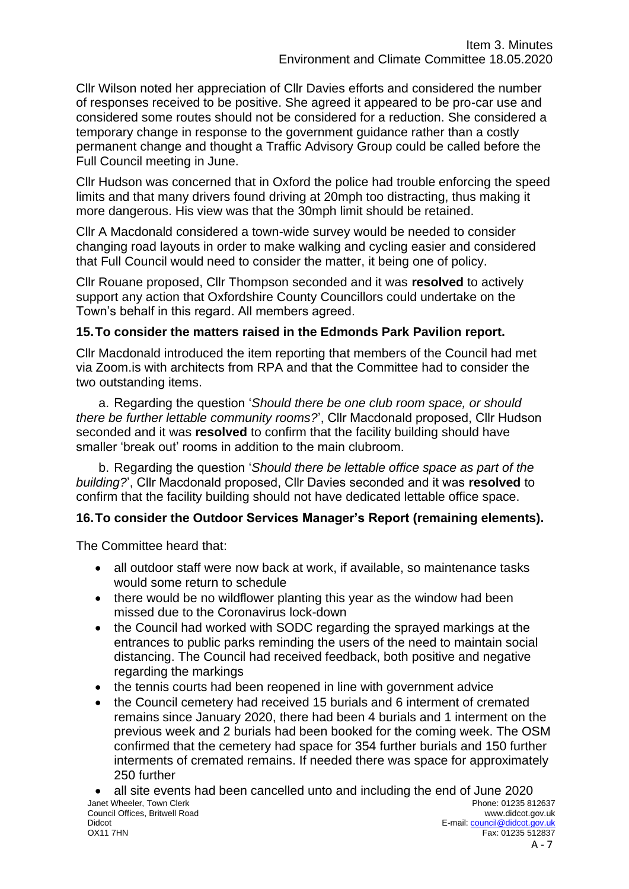Cllr Wilson noted her appreciation of Cllr Davies efforts and considered the number of responses received to be positive. She agreed it appeared to be pro-car use and considered some routes should not be considered for a reduction. She considered a temporary change in response to the government guidance rather than a costly permanent change and thought a Traffic Advisory Group could be called before the Full Council meeting in June.

Cllr Hudson was concerned that in Oxford the police had trouble enforcing the speed limits and that many drivers found driving at 20mph too distracting, thus making it more dangerous. His view was that the 30mph limit should be retained.

Cllr A Macdonald considered a town-wide survey would be needed to consider changing road layouts in order to make walking and cycling easier and considered that Full Council would need to consider the matter, it being one of policy.

Cllr Rouane proposed, Cllr Thompson seconded and it was **resolved** to actively support any action that Oxfordshire County Councillors could undertake on the Town's behalf in this regard. All members agreed.

### 15. To consider the matters raised in the Edmonds Park Pavilion report.

Cllr Macdonald introduced the item reporting that members of the Council had met via Zoom.is with architects from RPA and that the Committee had to consider the two outstanding items.

a. Regarding the question '*Should there be one club room space, or should there be further lettable community rooms?*', Cllr Macdonald proposed, Cllr Hudson seconded and it was **resolved** to confirm that the facility building should have smaller 'break out' rooms in addition to the main clubroom.

b. Regarding the question '*Should there be lettable office space as part of the building?*', Cllr Macdonald proposed, Cllr Davies seconded and it was **resolved** to confirm that the facility building should not have dedicated lettable office space.

### 16. To consider the Outdoor Services Manager's Report (remaining elements).

The Committee heard that:

- all outdoor staff were now back at work, if available, so maintenance tasks would some return to schedule
- there would be no wildflower planting this year as the window had been missed due to the Coronavirus lock-down
- the Council had worked with SODC regarding the sprayed markings at the entrances to public parks reminding the users of the need to maintain social distancing. The Council had received feedback, both positive and negative regarding the markings
- the tennis courts had been reopened in line with government advice
- the Council cemetery had received 15 burials and 6 interment of cremated remains since January 2020, there had been 4 burials and 1 interment on the previous week and 2 burials had been booked for the coming week. The OSM confirmed that the cemetery had space for 354 further burials and 150 further interments of cremated remains. If needed there was space for approximately 250 further
- all site events had been cancelled unto and including the end of June 2020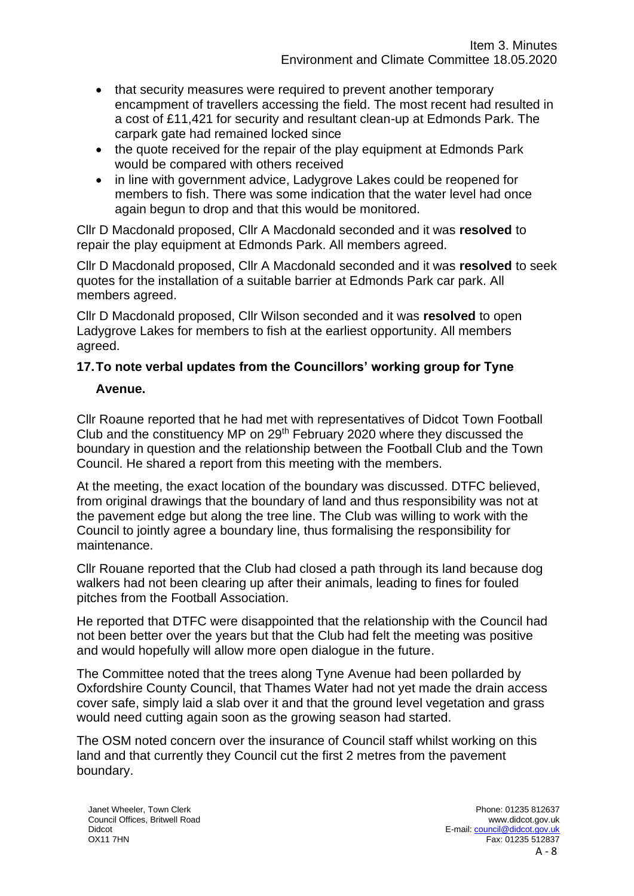- that security measures were required to prevent another temporary encampment of travellers accessing the field. The most recent had resulted in a cost of £11,421 for security and resultant clean-up at Edmonds Park. The carpark gate had remained locked since
- the quote received for the repair of the play equipment at Edmonds Park would be compared with others received
- in line with government advice, Ladygrove Lakes could be reopened for members to fish. There was some indication that the water level had once again begun to drop and that this would be monitored.

Cllr D Macdonald proposed, Cllr A Macdonald seconded and it was **resolved** to repair the play equipment at Edmonds Park. All members agreed.

Cllr D Macdonald proposed, Cllr A Macdonald seconded and it was **resolved** to seek quotes for the installation of a suitable barrier at Edmonds Park car park. All members agreed.

Cllr D Macdonald proposed, Cllr Wilson seconded and it was **resolved** to open Ladygrove Lakes for members to fish at the earliest opportunity. All members agreed.

**17. To note verbal updates from the Councillors' working group for Tyne Avenue.**

Cllr Roaune reported that he had met with representatives of Didcot Town Football Club and the constituency MP on 29th February 2020 where they discussed the boundary in question and the relationship between the Football Club and the Town Council. He shared a report from this meeting with the members.

At the meeting, the exact location of the boundary was discussed. DTFC believed, from original drawings that the boundary of land and thus responsibility was not at the pavement edge but along the tree line. The Club was willing to work with the Council to jointly agree a boundary line, thus formalising the responsibility for maintenance.

Cllr Rouane reported that the Club had closed a path through its land because dog walkers had not been clearing up after their animals, leading to fines for fouled pitches from the Football Association.

He reported that DTFC were disappointed that the relationship with the Council had not been better over the years but that the Club had felt the meeting was positive and would hopefully will allow more open dialogue in the future.

The Committee noted that the trees along Tyne Avenue had been pollarded by Oxfordshire County Council, that Thames Water had not yet made the drain access cover safe, simply laid a slab over it and that the ground level vegetation and grass would need cutting again soon as the growing season had started.

The OSM noted concern over the insurance of Council staff whilst working on this land and that currently they Council cut the first 2 metres from the pavement boundary.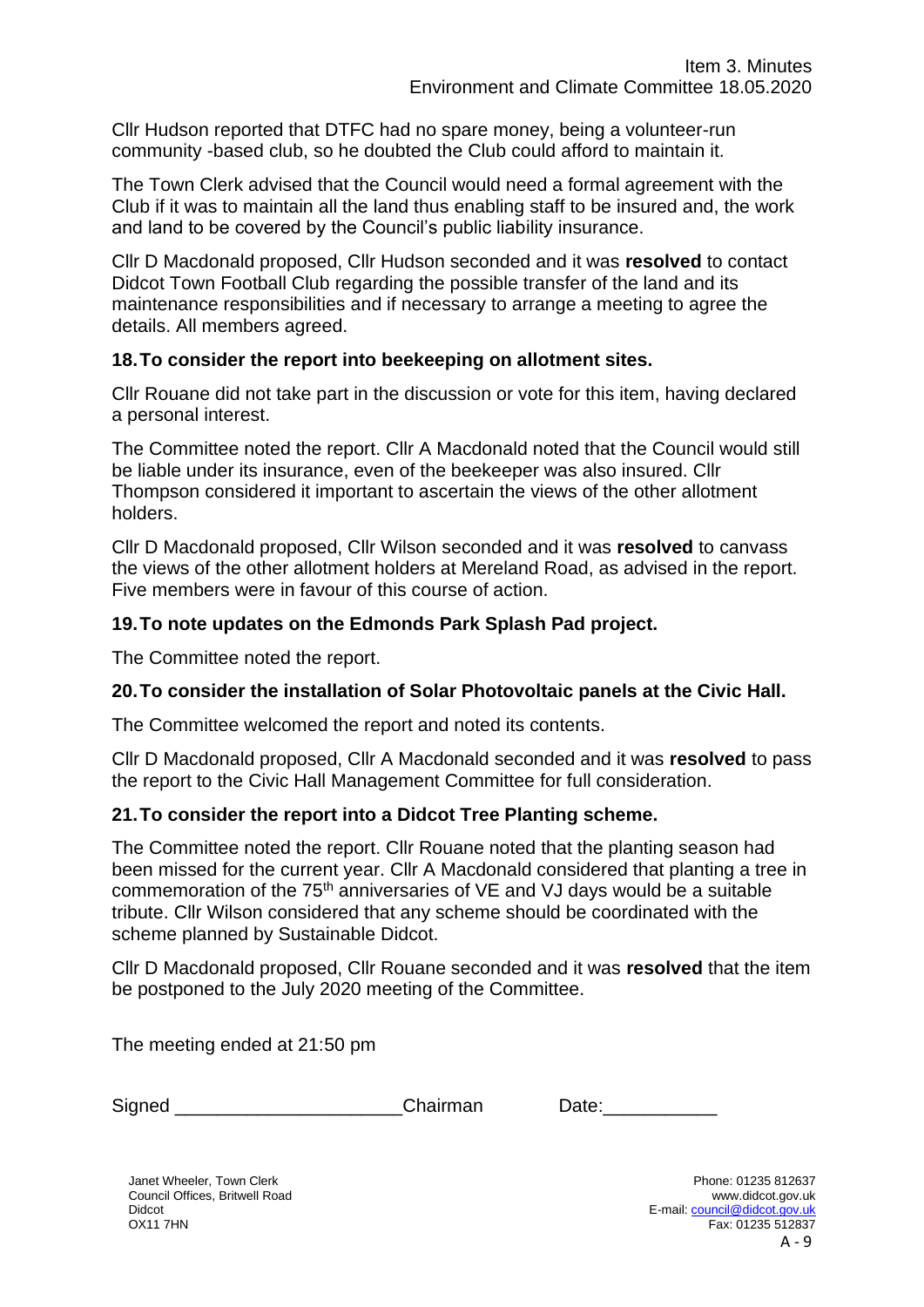Cllr Hudson reported that DTFC had no spare money, being a volunteer-run community -based club, so he doubted the Club could afford to maintain it.

The Town Clerk advised that the Council would need a formal agreement with the Club if it was to maintain all the land thus enabling staff to be insured and, the work and land to be covered by the Council's public liability insurance.

Cllr D Macdonald proposed, Cllr Hudson seconded and it was **resolved** to contact Didcot Town Football Club regarding the possible transfer of the land and its maintenance responsibilities and if necessary to arrange a meeting to agree the details. All members agreed.

### 18. To consider the report into beekeeping on allotment sites.

Cllr Rouane did not take part in the discussion or vote for this item, having declared a personal interest.

The Committee noted the report. Cllr A Macdonald noted that the Council would still be liable under its insurance, even of the beekeeper was also insured. Cllr Thompson considered it important to ascertain the views of the other allotment holders.

Cllr D Macdonald proposed, Cllr Wilson seconded and it was **resolved** to canvass the views of the other allotment holders at Mereland Road, as advised in the report. Five members were in favour of this course of action.

### 19. To note updates on the Edmonds Park Splash Pad project.

The Committee noted the report.

### 20. To consider the installation of Solar Photovoltaic panels at the Civic Hall.

The Committee welcomed the report and noted its contents.

Cllr D Macdonald proposed, Cllr A Macdonald seconded and it was **resolved** to pass the report to the Civic Hall Management Committee for full consideration.

### 21. To consider the report into a Didcot Tree Planting scheme.

The Committee noted the report. Cllr Rouane noted that the planting season had been missed for the current year. Cllr A Macdonald considered that planting a tree in commemoration of the 75th anniversaries of VE and VJ days would be a suitable tribute. Cllr Wilson considered that any scheme should be coordinated with the scheme planned by Sustainable Didcot.

Cllr D Macdonald proposed, Cllr Rouane seconded and it was **resolved** that the item be postponed to the July 2020 meeting of the Committee.

The meeting ended at 21:50 pm

Signed ______________________Chairman Date:___________

Janet Wheeler, Town Clerk
Council Offices, Britwell Road
Didcot
OX11 7HN

Phone: 01235 812637
www.didcot.gov.uk
E-mail: council@didcot.gov.uk
Fax: 01235 512837